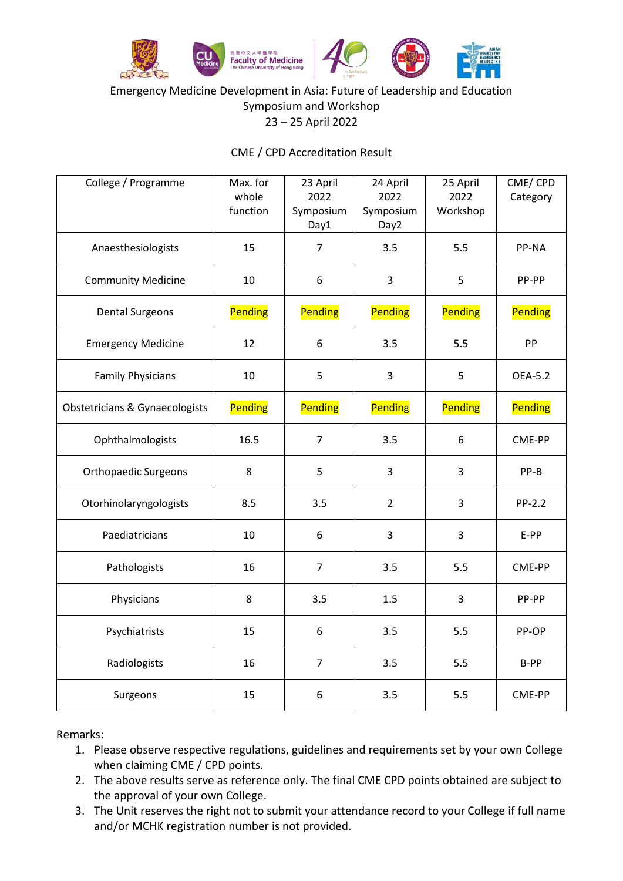Emergency Medicine Development in Asia: Future of Leadership and Education
Symposium and Workshop
23 – 25 April 2022

CME / CPD Accreditation Result

| College / Programme | Max. for whole function | 23 April 2022 Symposium Day1 | 24 April 2022 Symposium Day2 | 25 April 2022 Workshop | CME/ CPD Category |
|---|---|---|---|---|---|
| Anaesthesiologists | 15 | 7 | 3.5 | 5.5 | PP-NA |
| Community Medicine | 10 | 6 | 3 | 5 | PP-PP |
| Dental Surgeons | Pending | Pending | Pending | Pending | Pending |
| Emergency Medicine | 12 | 6 | 3.5 | 5.5 | PP |
| Family Physicians | 10 | 5 | 3 | 5 | OEA-5.2 |
| Obstetricians & Gynaecologists | Pending | Pending | Pending | Pending | Pending |
| Ophthalmologists | 16.5 | 7 | 3.5 | 6 | CME-PP |
| Orthopaedic Surgeons | 8 | 5 | 3 | 3 | PP-B |
| Otorhinolaryngologists | 8.5 | 3.5 | 2 | 3 | PP-2.2 |
| Paediatricians | 10 | 6 | 3 | 3 | E-PP |
| Pathologists | 16 | 7 | 3.5 | 5.5 | CME-PP |
| Physicians | 8 | 3.5 | 1.5 | 3 | PP-PP |
| Psychiatrists | 15 | 6 | 3.5 | 5.5 | PP-OP |
| Radiologists | 16 | 7 | 3.5 | 5.5 | B-PP |
| Surgeons | 15 | 6 | 3.5 | 5.5 | CME-PP |

Remarks:

1. Please observe respective regulations, guidelines and requirements set by your own College when claiming CME / CPD points.
2. The above results serve as reference only. The final CME CPD points obtained are subject to the approval of your own College.
3. The Unit reserves the right not to submit your attendance record to your College if full name and/or MCHK registration number is not provided.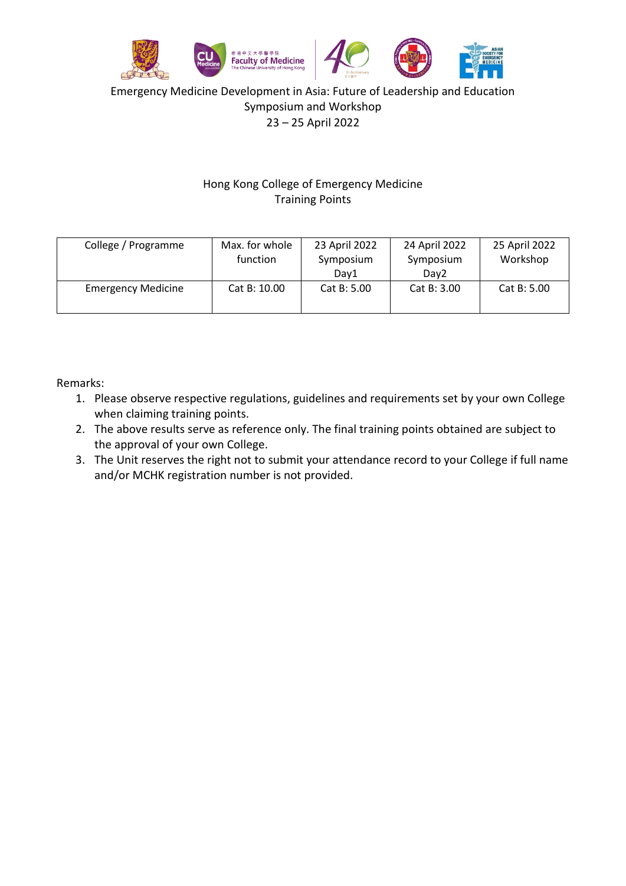Emergency Medicine Development in Asia: Future of Leadership and Education
Symposium and Workshop
23 – 25 April 2022

Hong Kong College of Emergency Medicine
Training Points

| College / Programme | Max. for whole function | 23 April 2022 Symposium Day1 | 24 April 2022 Symposium Day2 | 25 April 2022 Workshop |
|---|---|---|---|---|
| Emergency Medicine | Cat B: 10.00 | Cat B: 5.00 | Cat B: 3.00 | Cat B: 5.00 |

Remarks:

1. Please observe respective regulations, guidelines and requirements set by your own College when claiming training points.
2. The above results serve as reference only. The final training points obtained are subject to the approval of your own College.
3. The Unit reserves the right not to submit your attendance record to your College if full name and/or MCHK registration number is not provided.